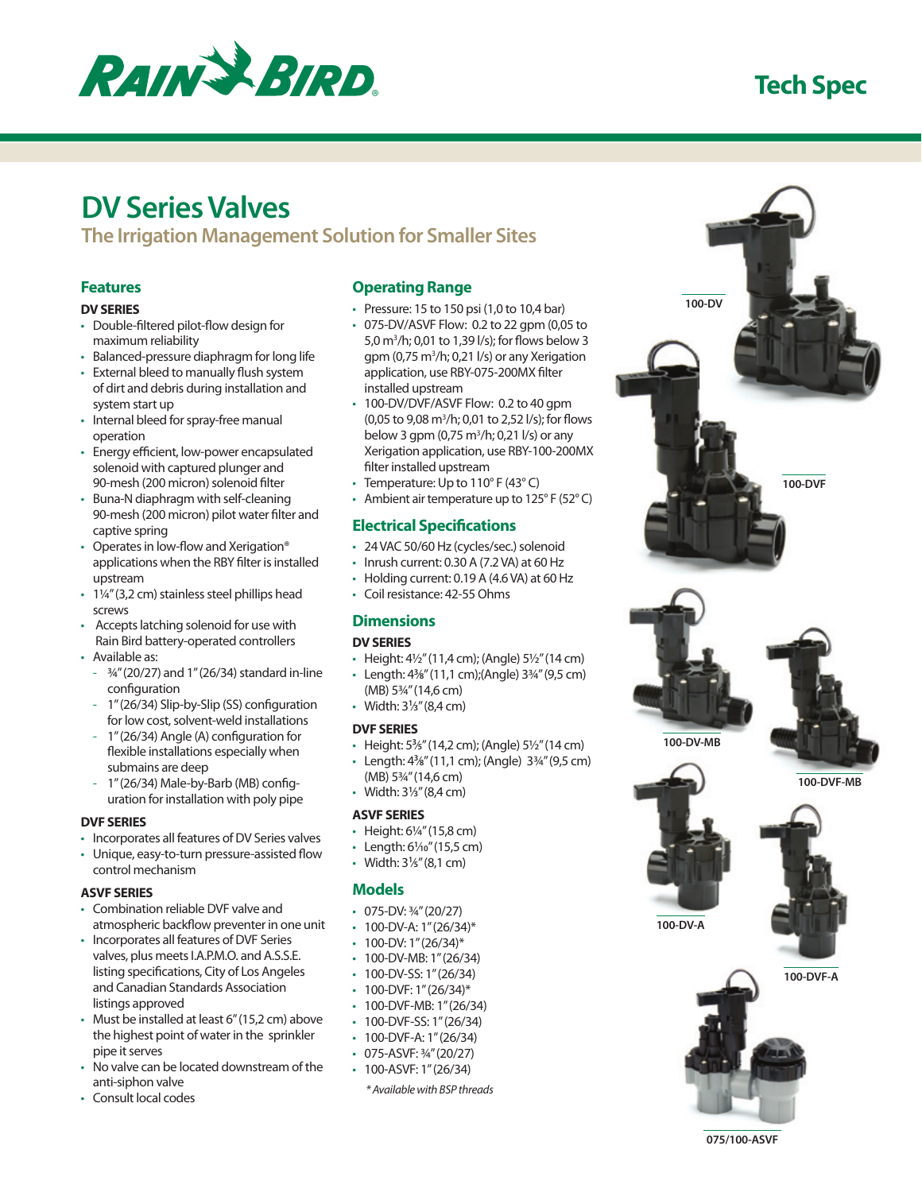Rain Bird

Tech Spec

# DV Series Valves

## The Irrigation Management Solution for Smaller Sites

### Features

**DV SERIES**

- Double-filtered pilot-flow design for maximum reliability
- Balanced-pressure diaphragm for long life
- External bleed to manually flush system of dirt and debris during installation and system start up
- Internal bleed for spray-free manual operation
- Energy efficient, low-power encapsulated solenoid with captured plunger and 90-mesh (200 micron) solenoid filter
- Buna-N diaphragm with self-cleaning 90-mesh (200 micron) pilot water filter and captive spring
- Operates in low-flow and Xerigation® applications when the RBY filter is installed upstream
- 1¼" (3,2 cm) stainless steel phillips head screws
- Accepts latching solenoid for use with Rain Bird battery-operated controllers
- Available as:
  - ¾" (20/27) and 1" (26/34) standard in-line configuration
  - 1" (26/34) Slip-by-Slip (SS) configuration for low cost, solvent-weld installations
  - 1" (26/34) Angle (A) configuration for flexible installations especially when submains are deep
  - 1" (26/34) Male-by-Barb (MB) configuration for installation with poly pipe

**DVF SERIES**

- Incorporates all features of DV Series valves
- Unique, easy-to-turn pressure-assisted flow control mechanism

**ASVF SERIES**

- Combination reliable DVF valve and atmospheric backflow preventer in one unit
- Incorporates all features of DVF Series valves, plus meets I.A.P.M.O. and A.S.S.E. listing specifications, City of Los Angeles and Canadian Standards Association listings approved
- Must be installed at least 6" (15,2 cm) above the highest point of water in the sprinkler pipe it serves
- No valve can be located downstream of the anti-siphon valve
- Consult local codes

### Operating Range

- Pressure: 15 to 150 psi (1,0 to 10,4 bar)
- 075-DV/ASVF Flow: 0.2 to 22 gpm (0,05 to 5,0 $m^3/h$; 0,01 to 1,39 l/s); for flows below 3 gpm (0,75 $m^3/h$; 0,21 l/s) or any Xerigation application, use RBY-075-200MX filter installed upstream
- 100-DV/DVF/ASVF Flow: 0.2 to 40 gpm (0,05 to 9,08 $m^3/h$; 0,01 to 2,52 l/s); for flows below 3 gpm (0,75 $m^3/h$; 0,21 l/s) or any Xerigation application, use RBY-100-200MX filter installed upstream
- Temperature: Up to 110° F (43° C)
- Ambient air temperature up to 125° F (52° C)

### Electrical Specifications

- 24 VAC 50/60 Hz (cycles/sec.) solenoid
- Inrush current: 0.30 A (7.2 VA) at 60 Hz
- Holding current: 0.19 A (4.6 VA) at 60 Hz
- Coil resistance: 42-55 Ohms

### Dimensions

**DV SERIES**

- Height: 4½" (11,4 cm); (Angle) 5½" (14 cm)
- Length: 4⅜" (11,1 cm);(Angle) 3¾" (9,5 cm) (MB) 5¾" (14,6 cm)
- Width: 3⅓" (8,4 cm)

**DVF SERIES**

- Height: 5⅗" (14,2 cm); (Angle) 5½" (14 cm)
- Length: 4⅜" (11,1 cm); (Angle) 3¾" (9,5 cm) (MB) 5¾" (14,6 cm)
- Width: 3⅓" (8,4 cm)

**ASVF SERIES**

- Height: 6¼" (15,8 cm)
- Length: 6⅒" (15,5 cm)
- Width: 3⅕" (8,1 cm)

### Models

- 075-DV: ¾" (20/27)
- 100-DV-A: 1" (26/34)*
- 100-DV: 1" (26/34)*
- 100-DV-MB: 1" (26/34)
- 100-DV-SS: 1" (26/34)
- 100-DVF: 1" (26/34)*
- 100-DVF-MB: 1" (26/34)
- 100-DVF-SS: 1" (26/34)
- 100-DVF-A: 1" (26/34)
- 075-ASVF: ¾" (20/27)
- 100-ASVF: 1" (26/34)

*\* Available with BSP threads*

100-DV

100-DVF

100-DV-MB

100-DVF-MB

100-DV-A

100-DVF-A

075/100-ASVF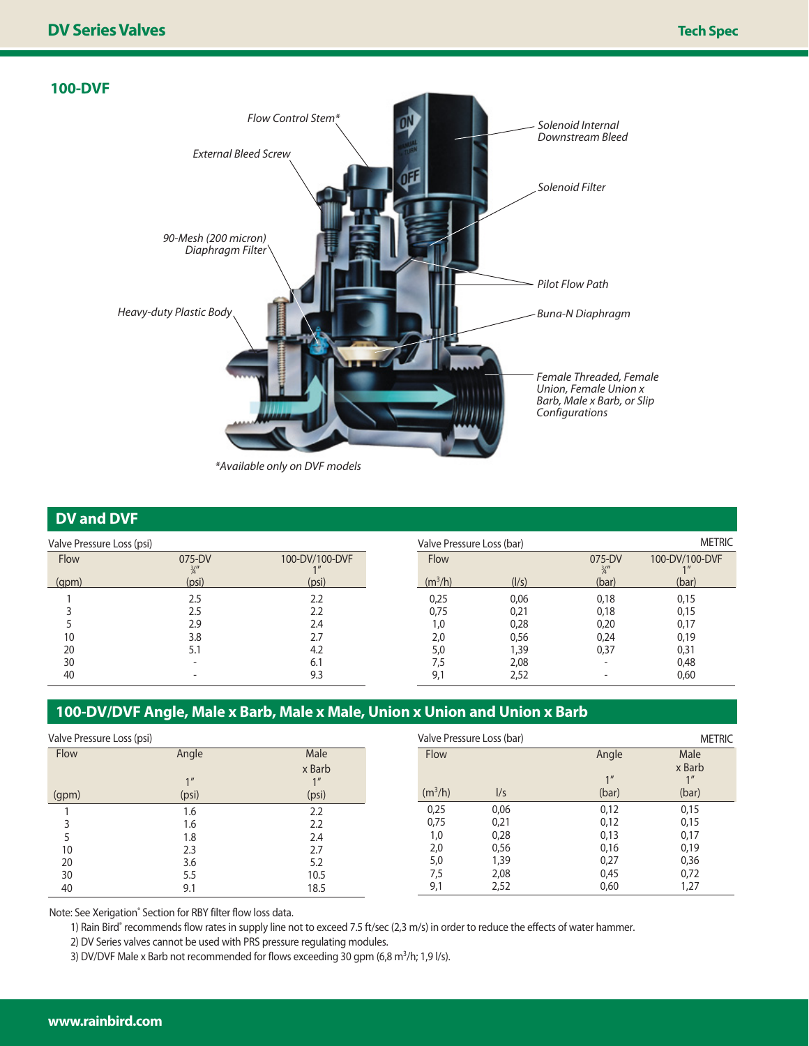## 100-DVF

Flow Control Stem*

External Bleed Screw

90-Mesh (200 micron) Diaphragm Filter

Heavy-duty Plastic Body

Solenoid Internal Downstream Bleed

Solenoid Filter

Pilot Flow Path

Buna-N Diaphragm

Female Threaded, Female Union, Female Union x Barb, Male x Barb, or Slip Configurations

*Available only on DVF models

## DV and DVF

Valve Pressure Loss (psi)

| Flow | 075-DV ¾" | 100-DV/100-DVF 1" |
|---|---|---|
| (gpm) | (psi) | (psi) |
| 1 | 2.5 | 2.2 |
| 3 | 2.5 | 2.2 |
| 5 | 2.9 | 2.4 |
| 10 | 3.8 | 2.7 |
| 20 | 5.1 | 4.2 |
| 30 | - | 6.1 |
| 40 | - | 9.3 |

Valve Pressure Loss (bar) METRIC

| Flow | | 075-DV ¾" | 100-DV/100-DVF 1" |
|---|---|---|---|
| ($m^3/h$) | (l/s) | (bar) | (bar) |
| 0,25 | 0,06 | 0,18 | 0,15 |
| 0,75 | 0,21 | 0,18 | 0,15 |
| 1,0 | 0,28 | 0,20 | 0,17 |
| 2,0 | 0,56 | 0,24 | 0,19 |
| 5,0 | 1,39 | 0,37 | 0,31 |
| 7,5 | 2,08 | - | 0,48 |
| 9,1 | 2,52 | - | 0,60 |

## 100-DV/DVF Angle, Male x Barb, Male x Male, Union x Union and Union x Barb

Valve Pressure Loss (psi)

| Flow | Angle 1" | Male x Barb 1" |
|---|---|---|
| (gpm) | (psi) | (psi) |
| 1 | 1.6 | 2.2 |
| 3 | 1.6 | 2.2 |
| 5 | 1.8 | 2.4 |
| 10 | 2.3 | 2.7 |
| 20 | 3.6 | 5.2 |
| 30 | 5.5 | 10.5 |
| 40 | 9.1 | 18.5 |

Valve Pressure Loss (bar) METRIC

| Flow | | Angle 1" | Male x Barb 1" |
|---|---|---|---|
| ($m^3/h$) | l/s | (bar) | (bar) |
| 0,25 | 0,06 | 0,12 | 0,15 |
| 0,75 | 0,21 | 0,12 | 0,15 |
| 1,0 | 0,28 | 0,13 | 0,17 |
| 2,0 | 0,56 | 0,16 | 0,19 |
| 5,0 | 1,39 | 0,27 | 0,36 |
| 7,5 | 2,08 | 0,45 | 0,72 |
| 9,1 | 2,52 | 0,60 | 1,27 |

Note: See Xerigation® Section for RBY filter flow loss data.

1) Rain Bird® recommends flow rates in supply line not to exceed 7.5 ft/sec (2,3 m/s) in order to reduce the effects of water hammer.

2) DV Series valves cannot be used with PRS pressure regulating modules.

3) DV/DVF Male x Barb not recommended for flows exceeding 30 gpm (6,8 $m^3/h$; 1,9 l/s).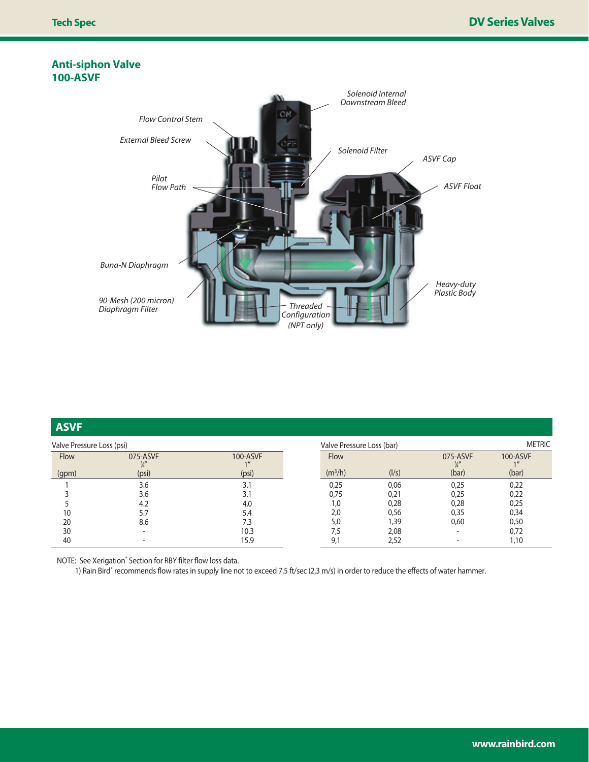## Anti-siphon Valve
## 100-ASVF

Solenoid Internal Downstream Bleed

Flow Control Stem

External Bleed Screw

Solenoid Filter

ASVF Cap

Pilot Flow Path

ASVF Float

Buna-N Diaphragm

Heavy-duty Plastic Body

90-Mesh (200 micron) Diaphragm Filter

Threaded Configuration (NPT only)

## ASVF

Valve Pressure Loss (psi)

| Flow (gpm) | 075-ASVF ¾″ (psi) | 100-ASVF 1″ (psi) |
|---|---|---|
| 1 | 3.6 | 3.1 |
| 3 | 3.6 | 3.1 |
| 5 | 4.2 | 4.0 |
| 10 | 5.7 | 5.4 |
| 20 | 8.6 | 7.3 |
| 30 | - | 10.3 |
| 40 | - | 15.9 |

Valve Pressure Loss (bar) — METRIC

| Flow ($m^3/h$) | Flow (l/s) | 075-ASVF ¾″ (bar) | 100-ASVF 1″ (bar) |
|---|---|---|---|
| 0,25 | 0,06 | 0,25 | 0,22 |
| 0,75 | 0,21 | 0,25 | 0,22 |
| 1,0 | 0,28 | 0,28 | 0,25 |
| 2,0 | 0,56 | 0,35 | 0,34 |
| 5,0 | 1,39 | 0,60 | 0,50 |
| 7,5 | 2,08 | - | 0,72 |
| 9,1 | 2,52 | - | 1,10 |

NOTE: See Xerigation® Section for RBY filter flow loss data.

1) Rain Bird® recommends flow rates in supply line not to exceed 7.5 ft/sec (2,3 m/s) in order to reduce the effects of water hammer.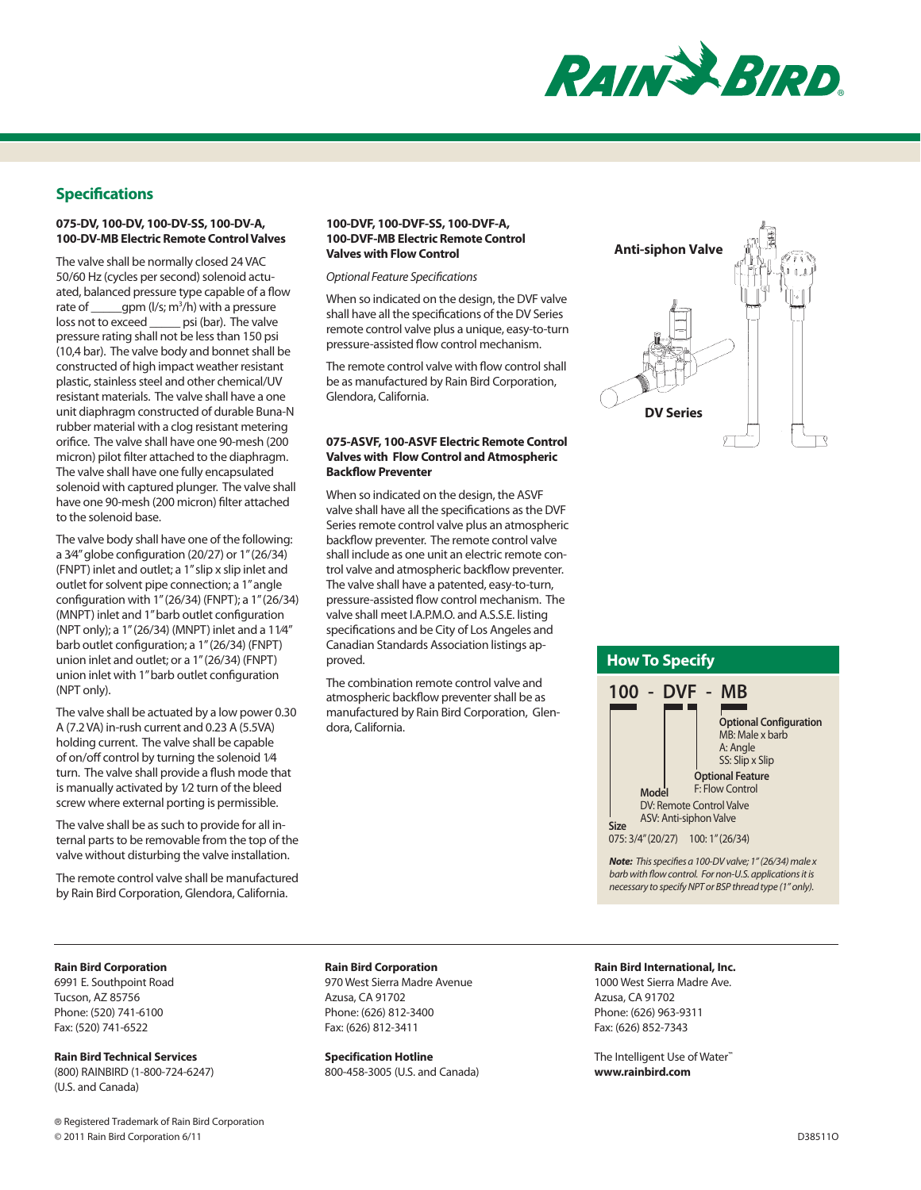## Specifications

### 075-DV, 100-DV, 100-DV-SS, 100-DV-A, 100-DV-MB Electric Remote Control Valves

The valve shall be normally closed 24 VAC 50/60 Hz (cycles per second) solenoid actuated, balanced pressure type capable of a flow rate of _____gpm (l/s; $m^3$/h) with a pressure loss not to exceed _____ psi (bar). The valve pressure rating shall not be less than 150 psi (10,4 bar). The valve body and bonnet shall be constructed of high impact weather resistant plastic, stainless steel and other chemical/UV resistant materials. The valve shall have a one unit diaphragm constructed of durable Buna-N rubber material with a clog resistant metering orifice. The valve shall have one 90-mesh (200 micron) pilot filter attached to the diaphragm. The valve shall have one fully encapsulated solenoid with captured plunger. The valve shall have one 90-mesh (200 micron) filter attached to the solenoid base.

The valve body shall have one of the following: a 3⁄4" globe configuration (20/27) or 1" (26/34) (FNPT) inlet and outlet; a 1" slip x slip inlet and outlet for solvent pipe connection; a 1" angle configuration with 1" (26/34) (FNPT); a 1" (26/34) (MNPT) inlet and 1" barb outlet configuration (NPT only); a 1" (26/34) (MNPT) inlet and a 11⁄4" barb outlet configuration; a 1" (26/34) (FNPT) union inlet and outlet; or a 1" (26/34) (FNPT) union inlet with 1" barb outlet configuration (NPT only).

The valve shall be actuated by a low power 0.30 A (7.2 VA) in-rush current and 0.23 A (5.5VA) holding current. The valve shall be capable of on/off control by turning the solenoid 1⁄4 turn. The valve shall provide a flush mode that is manually activated by 1⁄2 turn of the bleed screw where external porting is permissible.

The valve shall be as such to provide for all internal parts to be removable from the top of the valve without disturbing the valve installation.

The remote control valve shall be manufactured by Rain Bird Corporation, Glendora, California.

### 100-DVF, 100-DVF-SS, 100-DVF-A, 100-DVF-MB Electric Remote Control Valves with Flow Control

*Optional Feature Specifications*

When so indicated on the design, the DVF valve shall have all the specifications of the DV Series remote control valve plus a unique, easy-to-turn pressure-assisted flow control mechanism.

The remote control valve with flow control shall be as manufactured by Rain Bird Corporation, Glendora, California.

### 075-ASVF, 100-ASVF Electric Remote Control Valves with Flow Control and Atmospheric Backflow Preventer

When so indicated on the design, the ASVF valve shall have all the specifications as the DVF Series remote control valve plus an atmospheric backflow preventer. The remote control valve shall include as one unit an electric remote control valve and atmospheric backflow preventer. The valve shall have a patented, easy-to-turn, pressure-assisted flow control mechanism. The valve shall meet I.A.P.M.O. and A.S.S.E. listing specifications and be City of Los Angeles and Canadian Standards Association listings approved.

The combination remote control valve and atmospheric backflow preventer shall be as manufactured by Rain Bird Corporation, Glendora, California.

Anti-siphon Valve

DV Series

## How To Specify

**100 - DVF - MB**

**Optional Configuration**
MB: Male x barb
A: Angle
SS: Slip x Slip

**Optional Feature**
F: Flow Control

**Model**
DV: Remote Control Valve
ASV: Anti-siphon Valve

**Size**
075: 3/4" (20/27) 100: 1" (26/34)

***Note:*** *This specifies a 100-DV valve; 1" (26/34) male x barb with flow control. For non-U.S. applications it is necessary to specify NPT or BSP thread type (1" only).*

---

**Rain Bird Corporation**
6991 E. Southpoint Road
Tucson, AZ 85756
Phone: (520) 741-6100
Fax: (520) 741-6522

**Rain Bird Technical Services**
(800) RAINBIRD (1-800-724-6247)
(U.S. and Canada)

**Rain Bird Corporation**
970 West Sierra Madre Avenue
Azusa, CA 91702
Phone: (626) 812-3400
Fax: (626) 812-3411

**Specification Hotline**
800-458-3005 (U.S. and Canada)

**Rain Bird International, Inc.**
1000 West Sierra Madre Ave.
Azusa, CA 91702
Phone: (626) 963-9311
Fax: (626) 852-7343

The Intelligent Use of Water™
**www.rainbird.com**

® Registered Trademark of Rain Bird Corporation
© 2011 Rain Bird Corporation 6/11

D38511O